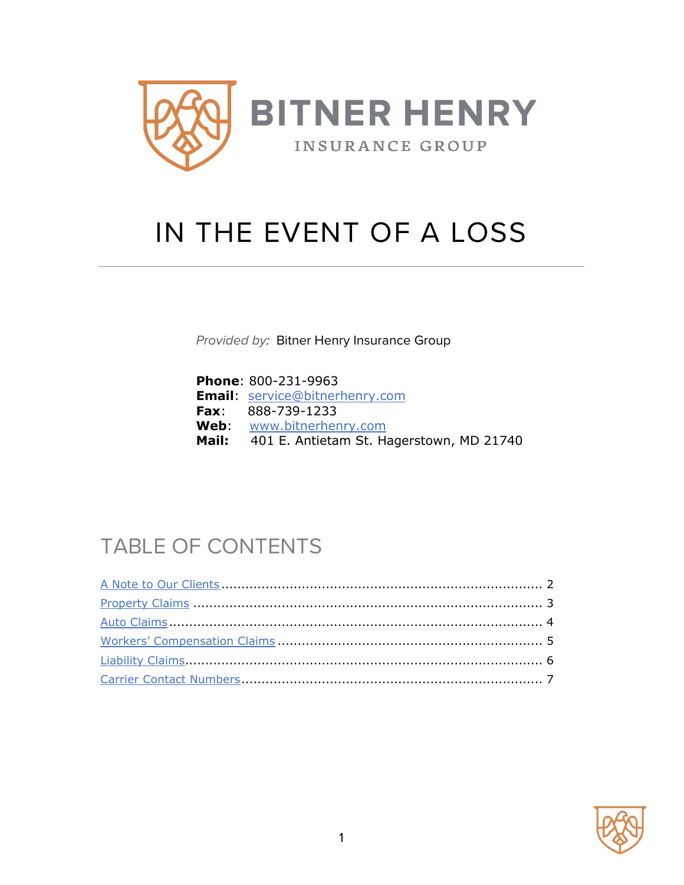BITNER HENRY

INSURANCE GROUP

# IN THE EVENT OF A LOSS

*Provided by:* Bitner Henry Insurance Group

**Phone**: 800-231-9963
**Email**: service@bitnerhenry.com
**Fax**: 888-739-1233
**Web**: www.bitnerhenry.com
**Mail:** 401 E. Antietam St. Hagerstown, MD 21740

## TABLE OF CONTENTS

A Note to Our Clients ........ 2
Property Claims ........ 3
Auto Claims ........ 4
Workers' Compensation Claims ........ 5
Liability Claims ........ 6
Carrier Contact Numbers ........ 7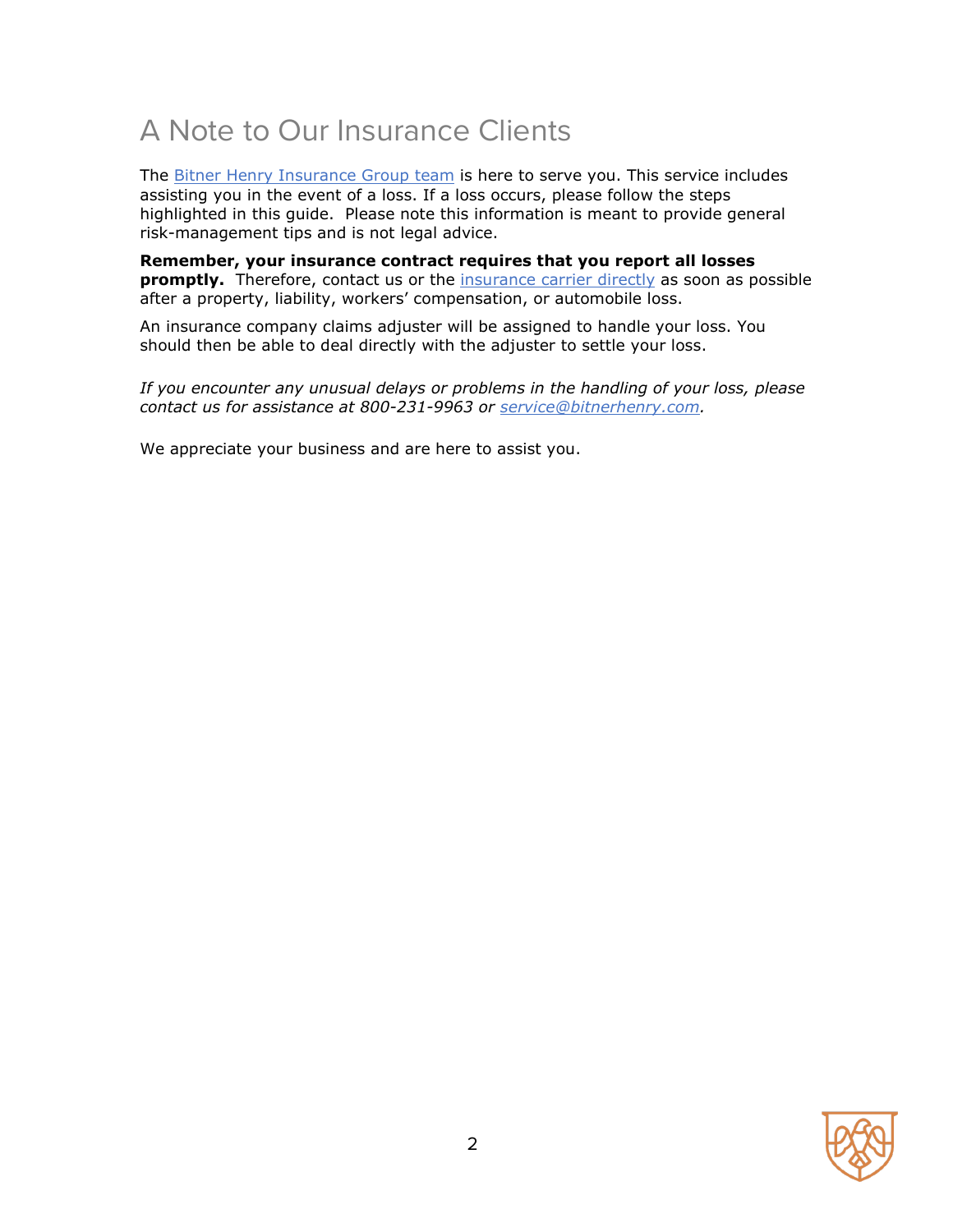# A Note to Our Insurance Clients

The Bitner Henry Insurance Group team is here to serve you. This service includes assisting you in the event of a loss. If a loss occurs, please follow the steps highlighted in this guide. Please note this information is meant to provide general risk-management tips and is not legal advice.

**Remember, your insurance contract requires that you report all losses promptly.** Therefore, contact us or the insurance carrier directly as soon as possible after a property, liability, workers' compensation, or automobile loss.

An insurance company claims adjuster will be assigned to handle your loss. You should then be able to deal directly with the adjuster to settle your loss.

*If you encounter any unusual delays or problems in the handling of your loss, please contact us for assistance at 800-231-9963 or service@bitnerhenry.com.*

We appreciate your business and are here to assist you.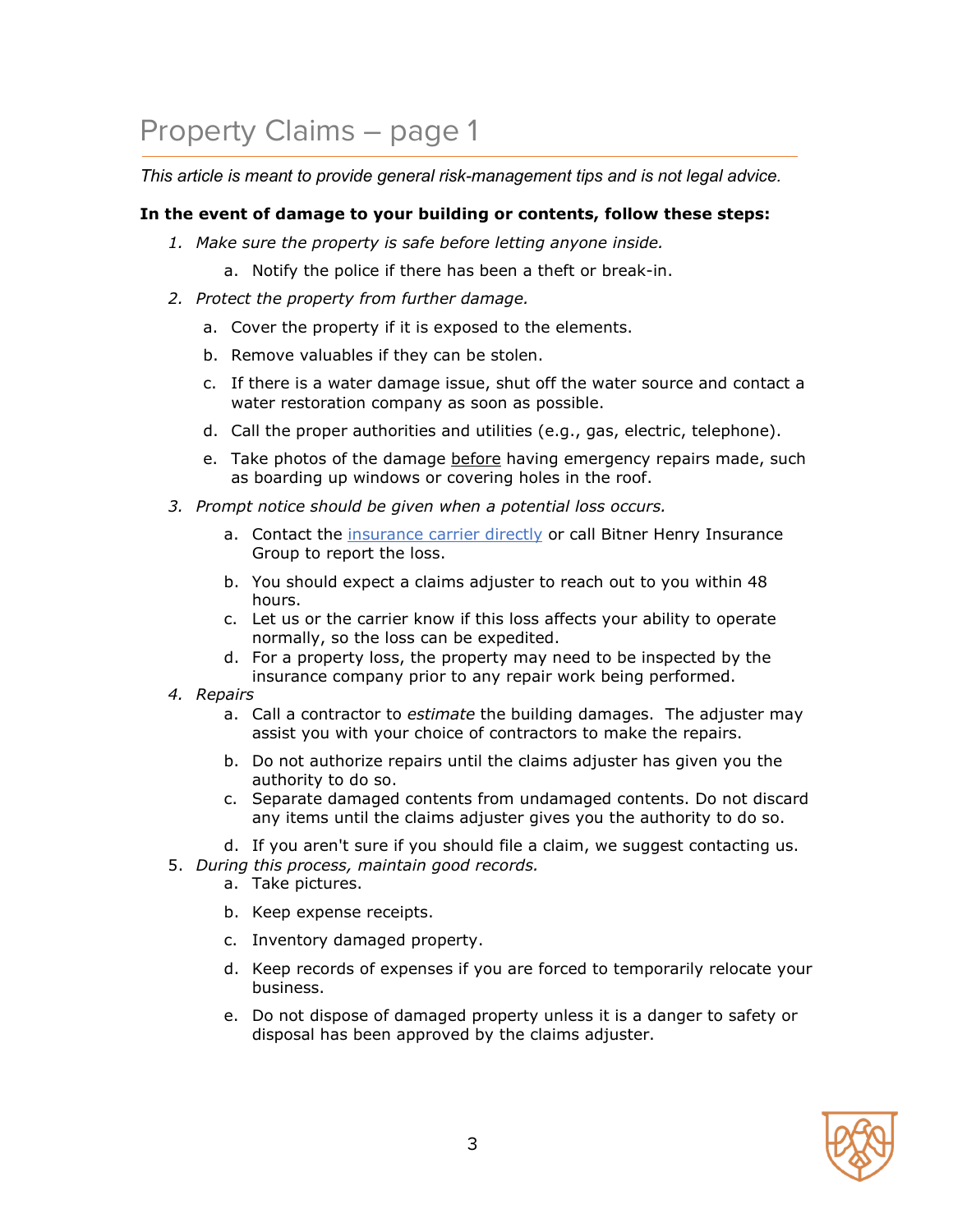# Property Claims – page 1

*This article is meant to provide general risk-management tips and is not legal advice.*

**In the event of damage to your building or contents, follow these steps:**

1. *Make sure the property is safe before letting anyone inside.*
    a. Notify the police if there has been a theft or break-in.
2. *Protect the property from further damage.*
    a. Cover the property if it is exposed to the elements.
    b. Remove valuables if they can be stolen.
    c. If there is a water damage issue, shut off the water source and contact a water restoration company as soon as possible.
    d. Call the proper authorities and utilities (e.g., gas, electric, telephone).
    e. Take photos of the damage <u>before</u> having emergency repairs made, such as boarding up windows or covering holes in the roof.
3. *Prompt notice should be given when a potential loss occurs.*
    a. Contact the [insurance carrier directly] or call Bitner Henry Insurance Group to report the loss.
    b. You should expect a claims adjuster to reach out to you within 48 hours.
    c. Let us or the carrier know if this loss affects your ability to operate normally, so the loss can be expedited.
    d. For a property loss, the property may need to be inspected by the insurance company prior to any repair work being performed.
4. *Repairs*
    a. Call a contractor to *estimate* the building damages. The adjuster may assist you with your choice of contractors to make the repairs.
    b. Do not authorize repairs until the claims adjuster has given you the authority to do so.
    c. Separate damaged contents from undamaged contents. Do not discard any items until the claims adjuster gives you the authority to do so.
    d. If you aren't sure if you should file a claim, we suggest contacting us.
5. *During this process, maintain good records.*
    a. Take pictures.
    b. Keep expense receipts.
    c. Inventory damaged property.
    d. Keep records of expenses if you are forced to temporarily relocate your business.
    e. Do not dispose of damaged property unless it is a danger to safety or disposal has been approved by the claims adjuster.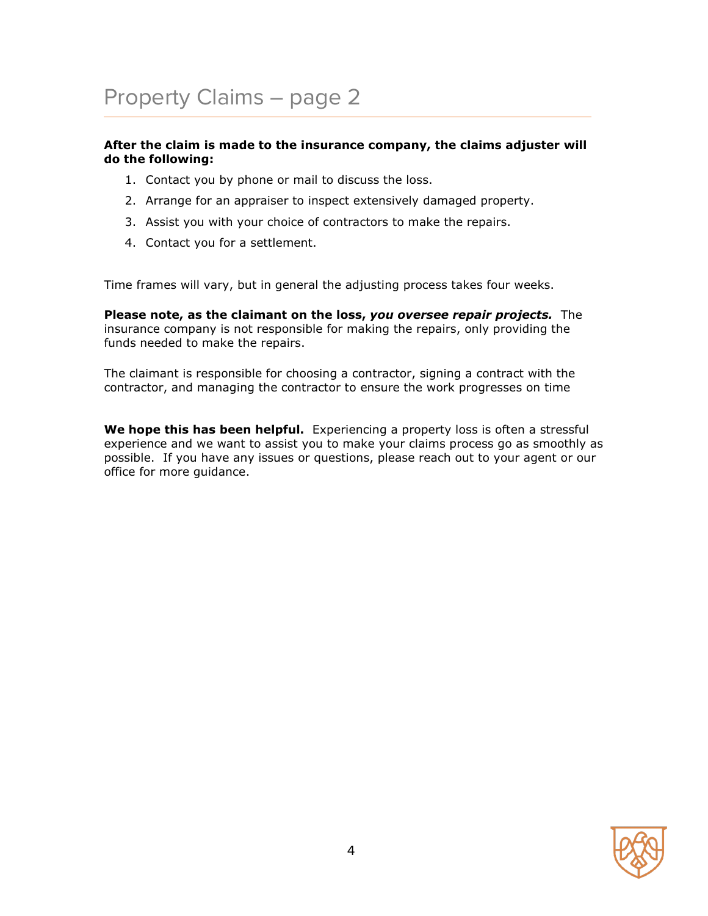# Property Claims – page 2

**After the claim is made to the insurance company, the claims adjuster will do the following:**

1. Contact you by phone or mail to discuss the loss.
2. Arrange for an appraiser to inspect extensively damaged property.
3. Assist you with your choice of contractors to make the repairs.
4. Contact you for a settlement.

Time frames will vary, but in general the adjusting process takes four weeks.

**Please note, as the claimant on the loss, *you oversee repair projects.*** The insurance company is not responsible for making the repairs, only providing the funds needed to make the repairs.

The claimant is responsible for choosing a contractor, signing a contract with the contractor, and managing the contractor to ensure the work progresses on time

**We hope this has been helpful.** Experiencing a property loss is often a stressful experience and we want to assist you to make your claims process go as smoothly as possible. If you have any issues or questions, please reach out to your agent or our office for more guidance.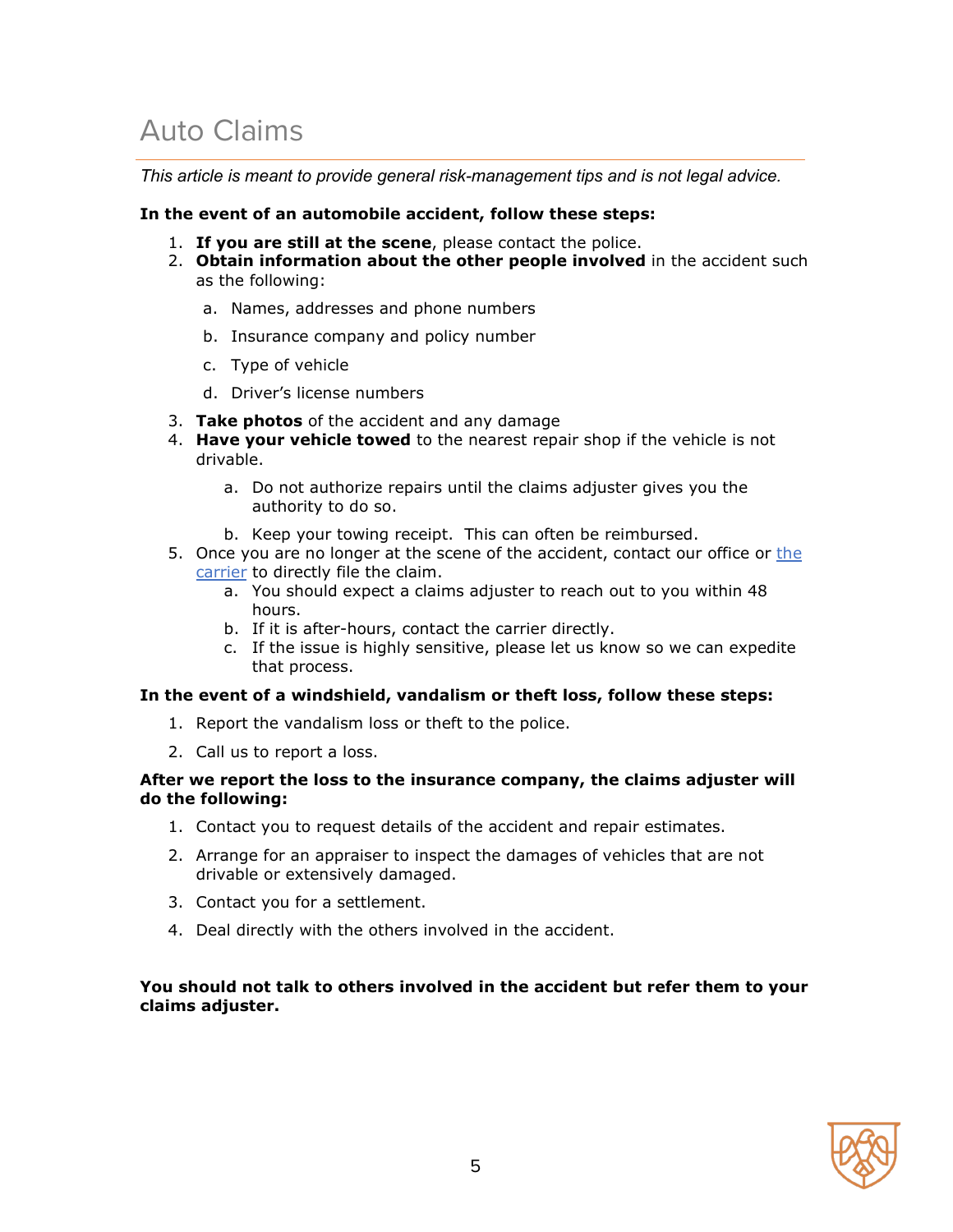# Auto Claims

*This article is meant to provide general risk-management tips and is not legal advice.*

**In the event of an automobile accident, follow these steps:**

1. **If you are still at the scene**, please contact the police.
2. **Obtain information about the other people involved** in the accident such as the following:
   a. Names, addresses and phone numbers
   b. Insurance company and policy number
   c. Type of vehicle
   d. Driver's license numbers
3. **Take photos** of the accident and any damage
4. **Have your vehicle towed** to the nearest repair shop if the vehicle is not drivable.
   a. Do not authorize repairs until the claims adjuster gives you the authority to do so.
   b. Keep your towing receipt. This can often be reimbursed.
5. Once you are no longer at the scene of the accident, contact our office or the carrier to directly file the claim.
   a. You should expect a claims adjuster to reach out to you within 48 hours.
   b. If it is after-hours, contact the carrier directly.
   c. If the issue is highly sensitive, please let us know so we can expedite that process.

**In the event of a windshield, vandalism or theft loss, follow these steps:**

1. Report the vandalism loss or theft to the police.
2. Call us to report a loss.

**After we report the loss to the insurance company, the claims adjuster will do the following:**

1. Contact you to request details of the accident and repair estimates.
2. Arrange for an appraiser to inspect the damages of vehicles that are not drivable or extensively damaged.
3. Contact you for a settlement.
4. Deal directly with the others involved in the accident.

**You should not talk to others involved in the accident but refer them to your claims adjuster.**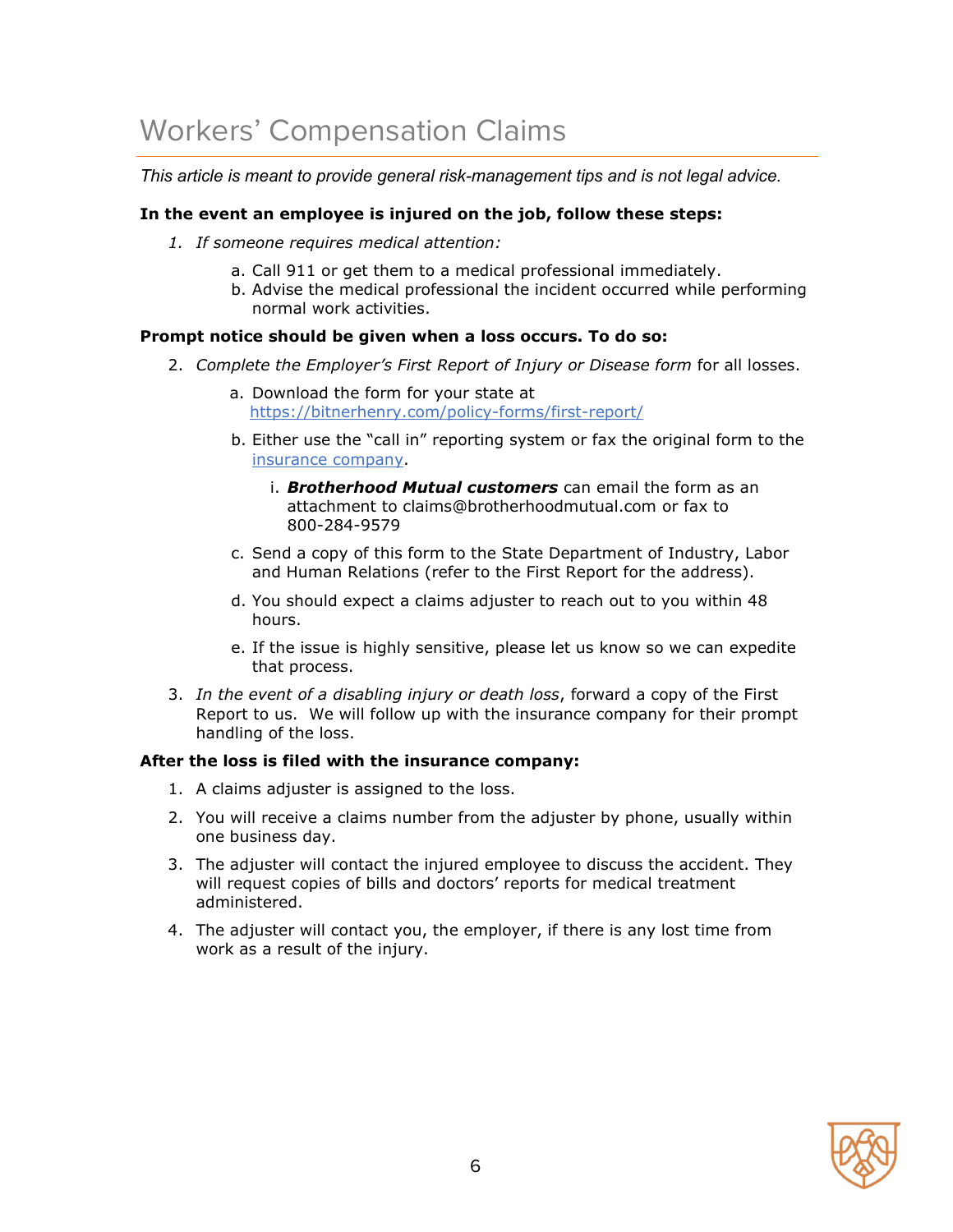# Workers' Compensation Claims

*This article is meant to provide general risk-management tips and is not legal advice.*

**In the event an employee is injured on the job, follow these steps:**

1. *If someone requires medical attention:*
    a. Call 911 or get them to a medical professional immediately.
    b. Advise the medical professional the incident occurred while performing normal work activities.

**Prompt notice should be given when a loss occurs. To do so:**

2. *Complete the Employer's First Report of Injury or Disease form* for all losses.
    a. Download the form for your state at https://bitnerhenry.com/policy-forms/first-report/
    b. Either use the "call in" reporting system or fax the original form to the insurance company.
        i. ***Brotherhood Mutual customers*** can email the form as an attachment to claims@brotherhoodmutual.com or fax to 800-284-9579
    c. Send a copy of this form to the State Department of Industry, Labor and Human Relations (refer to the First Report for the address).
    d. You should expect a claims adjuster to reach out to you within 48 hours.
    e. If the issue is highly sensitive, please let us know so we can expedite that process.
3. *In the event of a disabling injury or death loss*, forward a copy of the First Report to us. We will follow up with the insurance company for their prompt handling of the loss.

**After the loss is filed with the insurance company:**

1. A claims adjuster is assigned to the loss.
2. You will receive a claims number from the adjuster by phone, usually within one business day.
3. The adjuster will contact the injured employee to discuss the accident. They will request copies of bills and doctors' reports for medical treatment administered.
4. The adjuster will contact you, the employer, if there is any lost time from work as a result of the injury.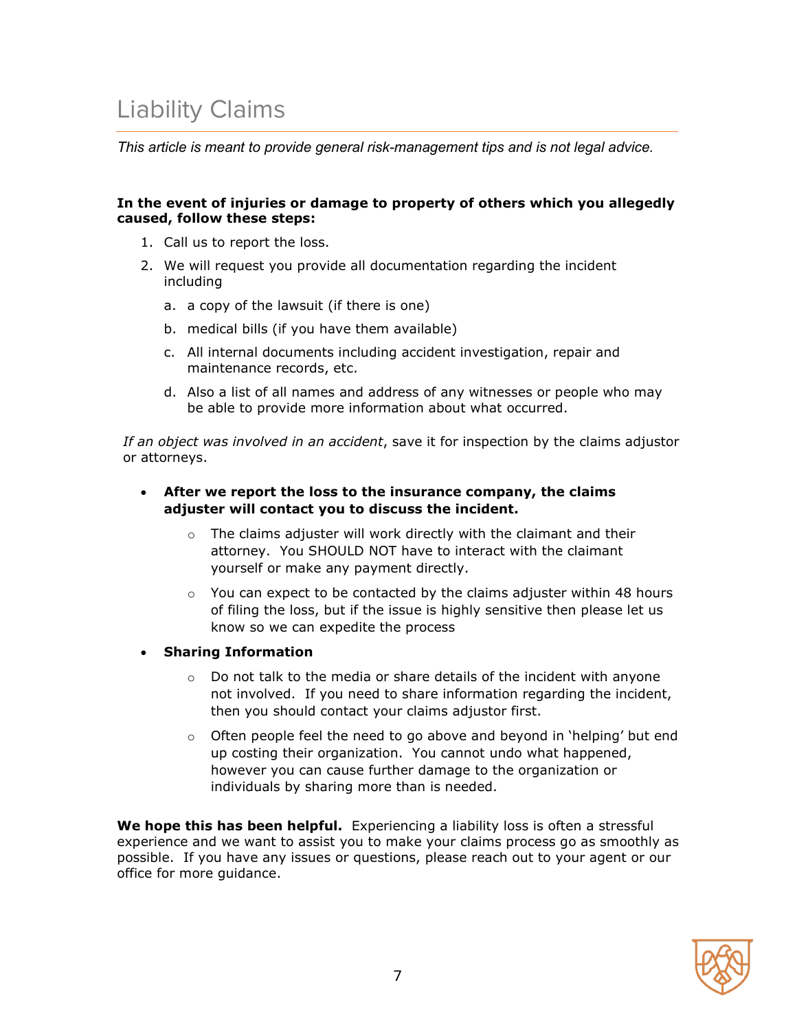# Liability Claims

*This article is meant to provide general risk-management tips and is not legal advice.*

**In the event of injuries or damage to property of others which you allegedly caused, follow these steps:**

1. Call us to report the loss.
2. We will request you provide all documentation regarding the incident including
   a. a copy of the lawsuit (if there is one)
   b. medical bills (if you have them available)
   c. All internal documents including accident investigation, repair and maintenance records, etc.
   d. Also a list of all names and address of any witnesses or people who may be able to provide more information about what occurred.

*If an object was involved in an accident*, save it for inspection by the claims adjustor or attorneys.

- **After we report the loss to the insurance company, the claims adjuster will contact you to discuss the incident.**
  - The claims adjuster will work directly with the claimant and their attorney. You SHOULD NOT have to interact with the claimant yourself or make any payment directly.
  - You can expect to be contacted by the claims adjuster within 48 hours of filing the loss, but if the issue is highly sensitive then please let us know so we can expedite the process
- **Sharing Information**
  - Do not talk to the media or share details of the incident with anyone not involved. If you need to share information regarding the incident, then you should contact your claims adjustor first.
  - Often people feel the need to go above and beyond in 'helping' but end up costing their organization. You cannot undo what happened, however you can cause further damage to the organization or individuals by sharing more than is needed.

**We hope this has been helpful.** Experiencing a liability loss is often a stressful experience and we want to assist you to make your claims process go as smoothly as possible. If you have any issues or questions, please reach out to your agent or our office for more guidance.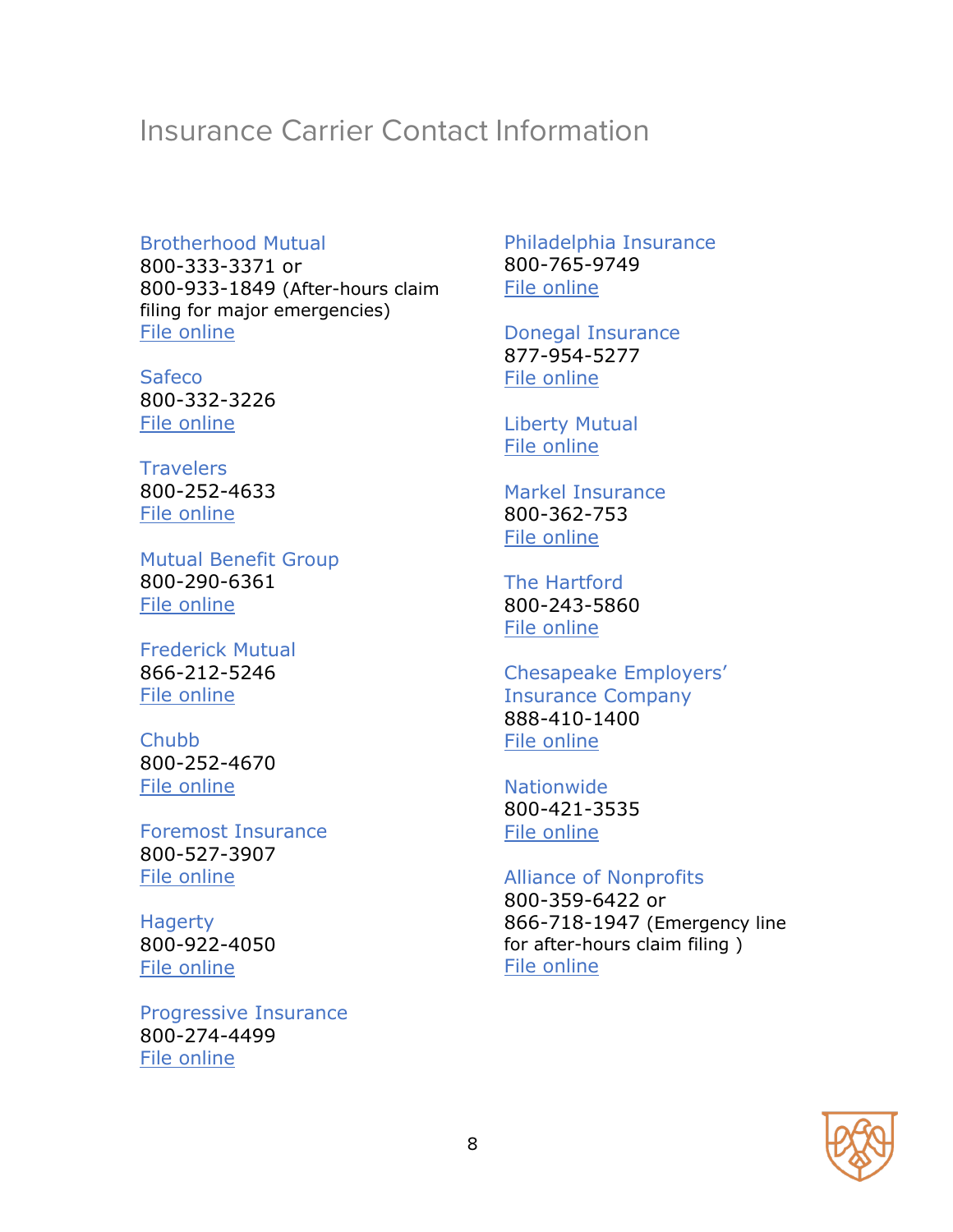# Insurance Carrier Contact Information

Brotherhood Mutual
800-333-3371 or
800-933-1849 (After-hours claim filing for major emergencies)
File online

Safeco
800-332-3226
File online

Travelers
800-252-4633
File online

Mutual Benefit Group
800-290-6361
File online

Frederick Mutual
866-212-5246
File online

Chubb
800-252-4670
File online

Foremost Insurance
800-527-3907
File online

Hagerty
800-922-4050
File online

Progressive Insurance
800-274-4499
File online

Philadelphia Insurance
800-765-9749
File online

Donegal Insurance
877-954-5277
File online

Liberty Mutual
File online

Markel Insurance
800-362-753
File online

The Hartford
800-243-5860
File online

Chesapeake Employers' Insurance Company
888-410-1400
File online

Nationwide
800-421-3535
File online

Alliance of Nonprofits
800-359-6422 or
866-718-1947 (Emergency line for after-hours claim filing )
File online